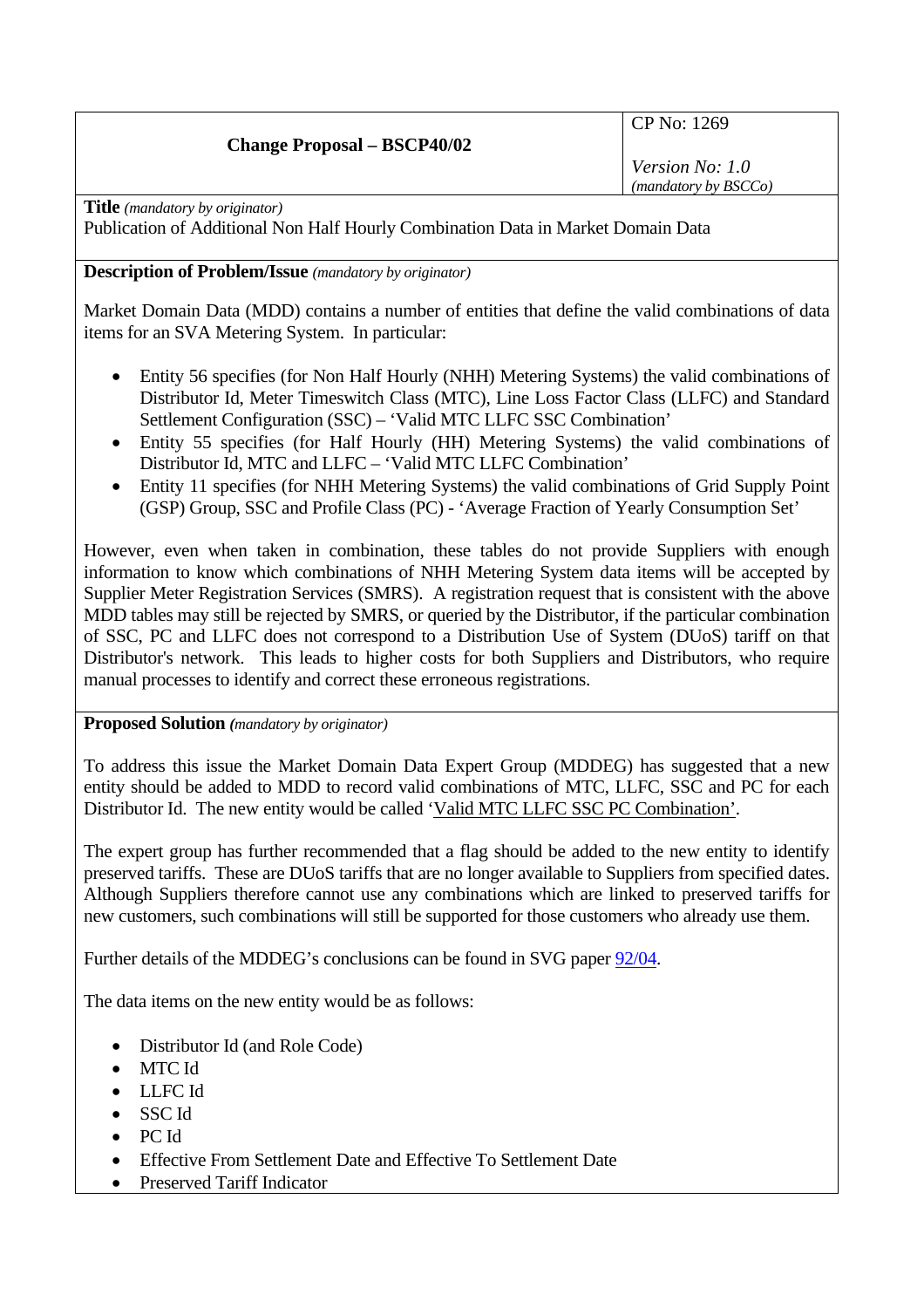| **Change Proposal – BSCP40/02** | CP No: 1269<br><br>*Version No: 1.0*<br>*(mandatory by BSCCo)* |
|---|---|

**Title** *(mandatory by originator)*

Publication of Additional Non Half Hourly Combination Data in Market Domain Data

**Description of Problem/Issue** *(mandatory by originator)*

Market Domain Data (MDD) contains a number of entities that define the valid combinations of data items for an SVA Metering System. In particular:

- Entity 56 specifies (for Non Half Hourly (NHH) Metering Systems) the valid combinations of Distributor Id, Meter Timeswitch Class (MTC), Line Loss Factor Class (LLFC) and Standard Settlement Configuration (SSC) – 'Valid MTC LLFC SSC Combination'
- Entity 55 specifies (for Half Hourly (HH) Metering Systems) the valid combinations of Distributor Id, MTC and LLFC – 'Valid MTC LLFC Combination'
- Entity 11 specifies (for NHH Metering Systems) the valid combinations of Grid Supply Point (GSP) Group, SSC and Profile Class (PC) - 'Average Fraction of Yearly Consumption Set'

However, even when taken in combination, these tables do not provide Suppliers with enough information to know which combinations of NHH Metering System data items will be accepted by Supplier Meter Registration Services (SMRS). A registration request that is consistent with the above MDD tables may still be rejected by SMRS, or queried by the Distributor, if the particular combination of SSC, PC and LLFC does not correspond to a Distribution Use of System (DUoS) tariff on that Distributor's network. This leads to higher costs for both Suppliers and Distributors, who require manual processes to identify and correct these erroneous registrations.

**Proposed Solution** *(mandatory by originator)*

To address this issue the Market Domain Data Expert Group (MDDEG) has suggested that a new entity should be added to MDD to record valid combinations of MTC, LLFC, SSC and PC for each Distributor Id. The new entity would be called 'Valid MTC LLFC SSC PC Combination'.

The expert group has further recommended that a flag should be added to the new entity to identify preserved tariffs. These are DUoS tariffs that are no longer available to Suppliers from specified dates. Although Suppliers therefore cannot use any combinations which are linked to preserved tariffs for new customers, such combinations will still be supported for those customers who already use them.

Further details of the MDDEG's conclusions can be found in SVG paper 92/04.

The data items on the new entity would be as follows:

- Distributor Id (and Role Code)
- MTC Id
- LLFC Id
- SSC Id
- PC Id
- Effective From Settlement Date and Effective To Settlement Date
- Preserved Tariff Indicator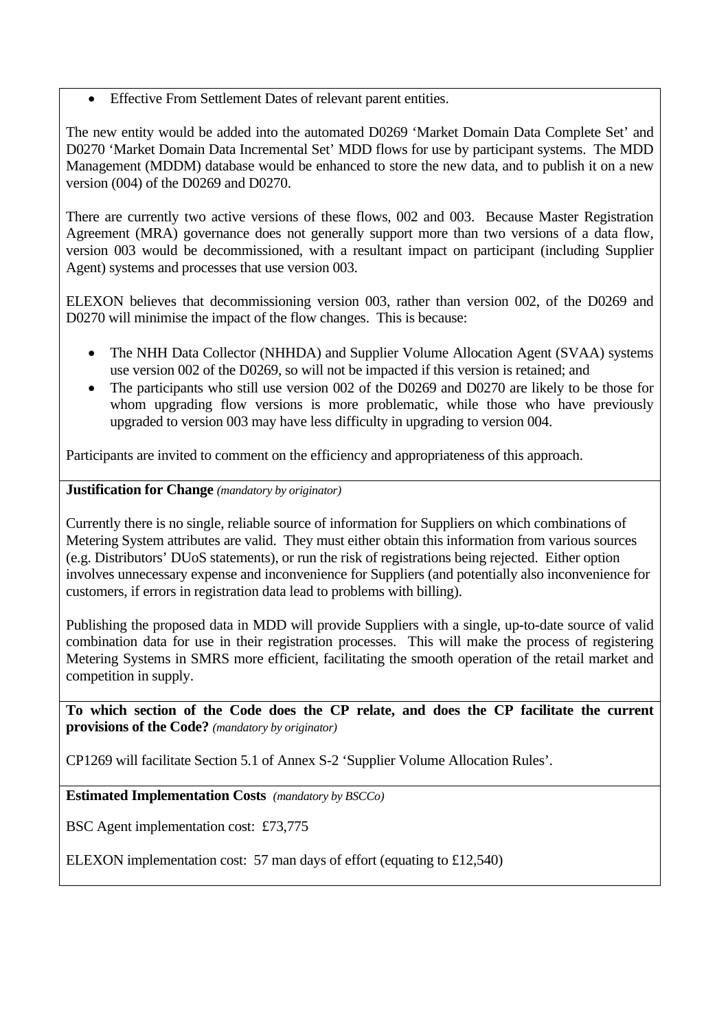- Effective From Settlement Dates of relevant parent entities.

The new entity would be added into the automated D0269 'Market Domain Data Complete Set' and D0270 'Market Domain Data Incremental Set' MDD flows for use by participant systems. The MDD Management (MDDM) database would be enhanced to store the new data, and to publish it on a new version (004) of the D0269 and D0270.

There are currently two active versions of these flows, 002 and 003. Because Master Registration Agreement (MRA) governance does not generally support more than two versions of a data flow, version 003 would be decommissioned, with a resultant impact on participant (including Supplier Agent) systems and processes that use version 003.

ELEXON believes that decommissioning version 003, rather than version 002, of the D0269 and D0270 will minimise the impact of the flow changes. This is because:

- The NHH Data Collector (NHHDA) and Supplier Volume Allocation Agent (SVAA) systems use version 002 of the D0269, so will not be impacted if this version is retained; and
- The participants who still use version 002 of the D0269 and D0270 are likely to be those for whom upgrading flow versions is more problematic, while those who have previously upgraded to version 003 may have less difficulty in upgrading to version 004.

Participants are invited to comment on the efficiency and appropriateness of this approach.

**Justification for Change** *(mandatory by originator)*

Currently there is no single, reliable source of information for Suppliers on which combinations of Metering System attributes are valid. They must either obtain this information from various sources (e.g. Distributors' DUoS statements), or run the risk of registrations being rejected. Either option involves unnecessary expense and inconvenience for Suppliers (and potentially also inconvenience for customers, if errors in registration data lead to problems with billing).

Publishing the proposed data in MDD will provide Suppliers with a single, up-to-date source of valid combination data for use in their registration processes. This will make the process of registering Metering Systems in SMRS more efficient, facilitating the smooth operation of the retail market and competition in supply.

**To which section of the Code does the CP relate, and does the CP facilitate the current provisions of the Code?** *(mandatory by originator)*

CP1269 will facilitate Section 5.1 of Annex S-2 'Supplier Volume Allocation Rules'.

**Estimated Implementation Costs** *(mandatory by BSCCo)*

BSC Agent implementation cost: £73,775

ELEXON implementation cost: 57 man days of effort (equating to £12,540)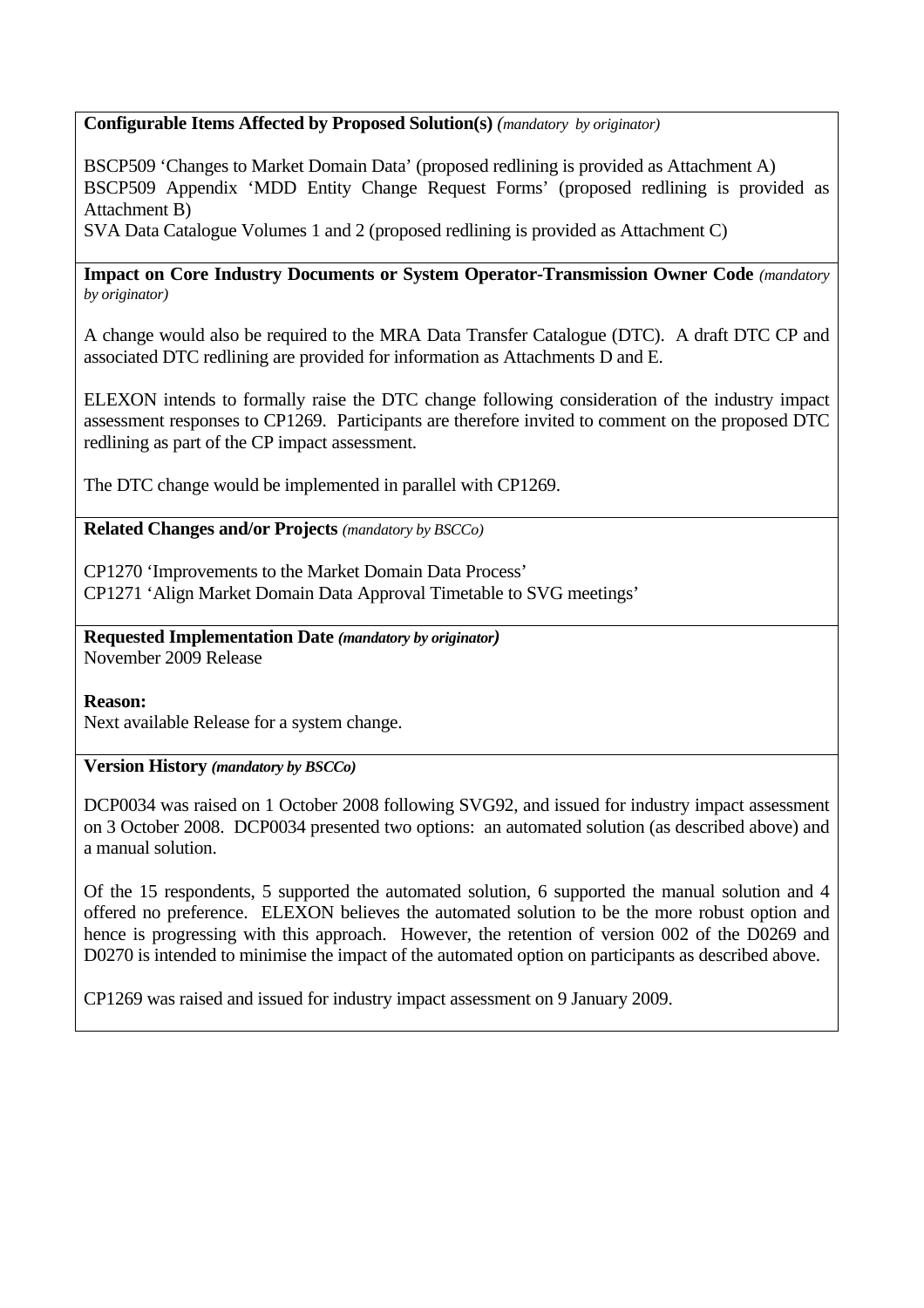**Configurable Items Affected by Proposed Solution(s)** *(mandatory by originator)*

BSCP509 'Changes to Market Domain Data' (proposed redlining is provided as Attachment A)
BSCP509 Appendix 'MDD Entity Change Request Forms' (proposed redlining is provided as Attachment B)
SVA Data Catalogue Volumes 1 and 2 (proposed redlining is provided as Attachment C)

**Impact on Core Industry Documents or System Operator-Transmission Owner Code** *(mandatory by originator)*

A change would also be required to the MRA Data Transfer Catalogue (DTC). A draft DTC CP and associated DTC redlining are provided for information as Attachments D and E.

ELEXON intends to formally raise the DTC change following consideration of the industry impact assessment responses to CP1269. Participants are therefore invited to comment on the proposed DTC redlining as part of the CP impact assessment.

The DTC change would be implemented in parallel with CP1269.

**Related Changes and/or Projects** *(mandatory by BSCCo)*

CP1270 'Improvements to the Market Domain Data Process'
CP1271 'Align Market Domain Data Approval Timetable to SVG meetings'

**Requested Implementation Date** ***(mandatory by originator)***
November 2009 Release

**Reason:**
Next available Release for a system change.

**Version History** ***(mandatory by BSCCo)***

DCP0034 was raised on 1 October 2008 following SVG92, and issued for industry impact assessment on 3 October 2008. DCP0034 presented two options: an automated solution (as described above) and a manual solution.

Of the 15 respondents, 5 supported the automated solution, 6 supported the manual solution and 4 offered no preference. ELEXON believes the automated solution to be the more robust option and hence is progressing with this approach. However, the retention of version 002 of the D0269 and D0270 is intended to minimise the impact of the automated option on participants as described above.

CP1269 was raised and issued for industry impact assessment on 9 January 2009.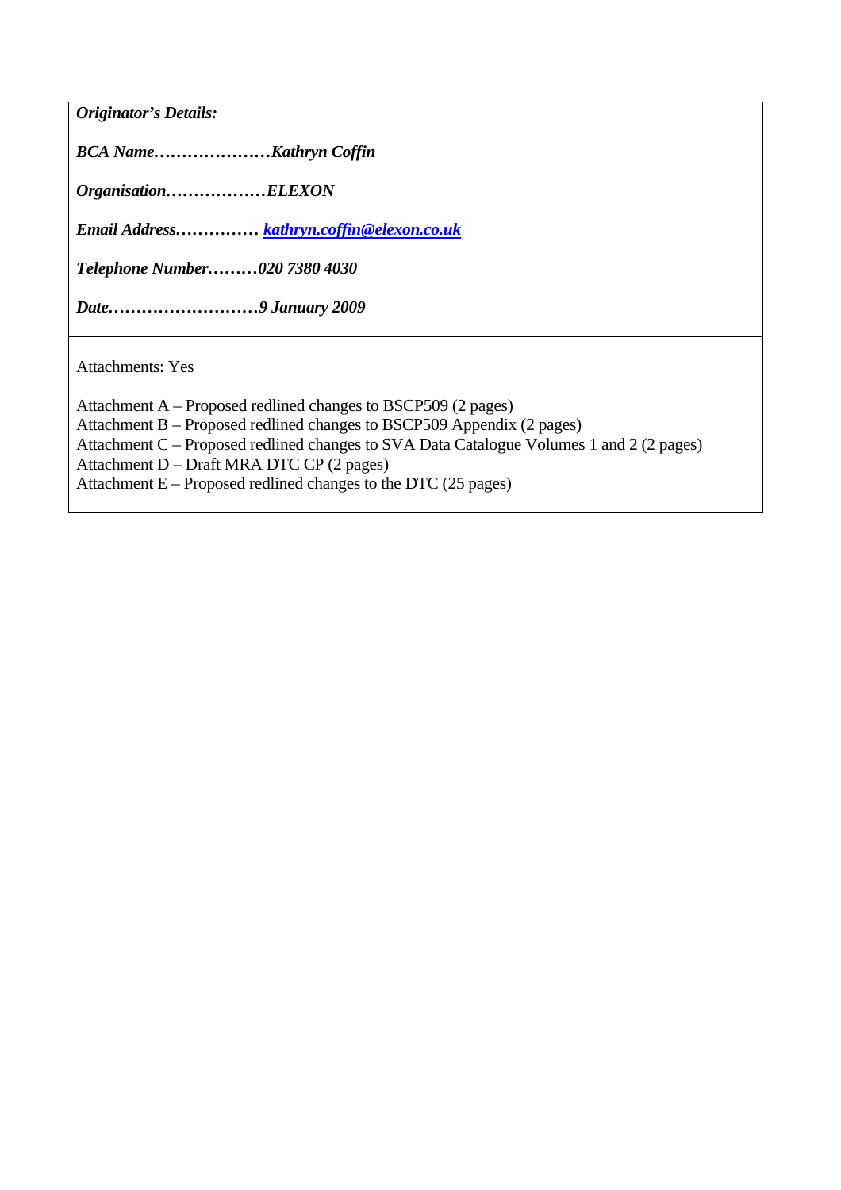***Originator's Details:***

***BCA Name…………………Kathryn Coffin***

***Organisation……………...ELEXON***

***Email Address…………… [kathryn.coffin@elexon.co.uk](mailto:kathryn.coffin@elexon.co.uk)***

***Telephone Number………020 7380 4030***

***Date………………………9 January 2009***

Attachments: Yes

Attachment A – Proposed redlined changes to BSCP509 (2 pages)
Attachment B – Proposed redlined changes to BSCP509 Appendix (2 pages)
Attachment C – Proposed redlined changes to SVA Data Catalogue Volumes 1 and 2 (2 pages)
Attachment D – Draft MRA DTC CP (2 pages)
Attachment E – Proposed redlined changes to the DTC (25 pages)